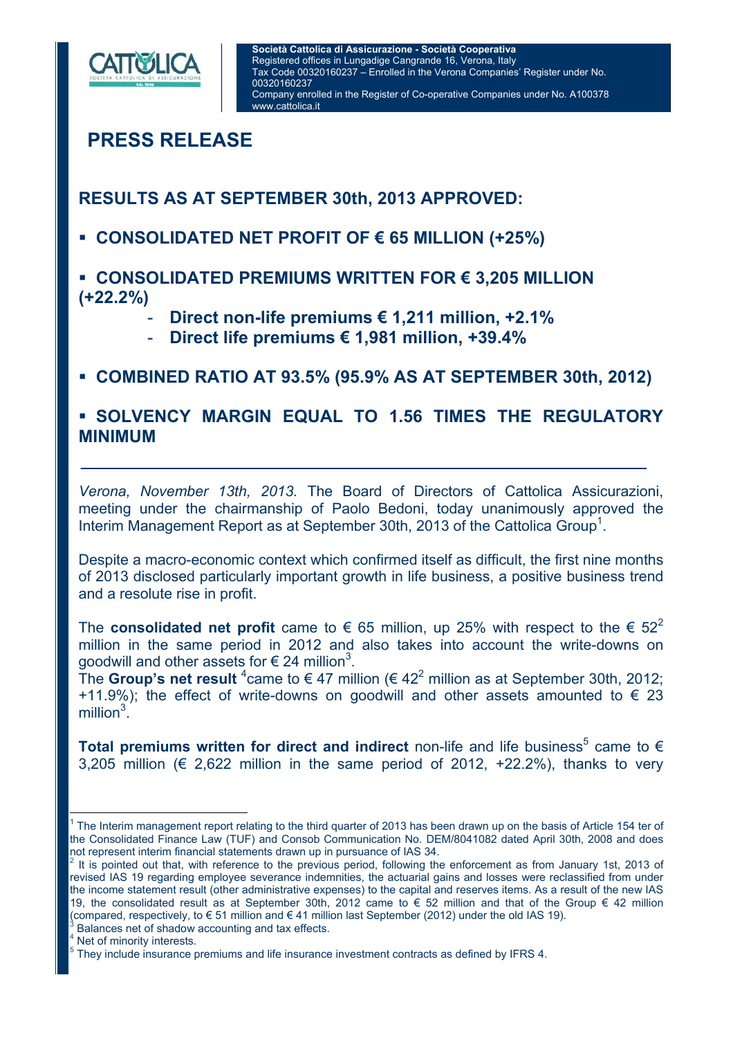**Società Cattolica di Assicurazione - Società Cooperativa**
Registered offices in Lungadige Cangrande 16, Verona, Italy
Tax Code 00320160237 – Enrolled in the Verona Companies' Register under No. 00320160237
Company enrolled in the Register of Co-operative Companies under No. A100378
www.cattolica.it

# PRESS RELEASE

## RESULTS AS AT SEPTEMBER 30th, 2013 APPROVED:

- **CONSOLIDATED NET PROFIT OF € 65 MILLION (+25%)**
- **CONSOLIDATED PREMIUMS WRITTEN FOR € 3,205 MILLION (+22.2%)**
  - **Direct non-life premiums € 1,211 million, +2.1%**
  - **Direct life premiums € 1,981 million, +39.4%**
- **COMBINED RATIO AT 93.5% (95.9% AS AT SEPTEMBER 30th, 2012)**
- **SOLVENCY MARGIN EQUAL TO 1.56 TIMES THE REGULATORY MINIMUM**

---

*Verona, November 13th, 2013*. The Board of Directors of Cattolica Assicurazioni, meeting under the chairmanship of Paolo Bedoni, today unanimously approved the Interim Management Report as at September 30th, 2013 of the Cattolica Group[1].

Despite a macro-economic context which confirmed itself as difficult, the first nine months of 2013 disclosed particularly important growth in life business, a positive business trend and a resolute rise in profit.

The **consolidated net profit** came to € 65 million, up 25% with respect to the € 52[2] million in the same period in 2012 and also takes into account the write-downs on goodwill and other assets for € 24 million[3].
The **Group's net result** [4]came to € 47 million (€ 42[2] million as at September 30th, 2012; +11.9%); the effect of write-downs on goodwill and other assets amounted to € 23 million[3].

**Total premiums written for direct and indirect** non-life and life business[5] came to € 3,205 million (€ 2,622 million in the same period of 2012, +22.2%), thanks to very

---

[1] The Interim management report relating to the third quarter of 2013 has been drawn up on the basis of Article 154 ter of the Consolidated Finance Law (TUF) and Consob Communication No. DEM/8041082 dated April 30th, 2008 and does not represent interim financial statements drawn up in pursuance of IAS 34.

[2] It is pointed out that, with reference to the previous period, following the enforcement as from January 1st, 2013 of revised IAS 19 regarding employee severance indemnities, the actuarial gains and losses were reclassified from under the income statement result (other administrative expenses) to the capital and reserves items. As a result of the new IAS 19, the consolidated result as at September 30th, 2012 came to € 52 million and that of the Group € 42 million (compared, respectively, to € 51 million and € 41 million last September (2012) under the old IAS 19).

[3] Balances net of shadow accounting and tax effects.

[4] Net of minority interests.

[5] They include insurance premiums and life insurance investment contracts as defined by IFRS 4.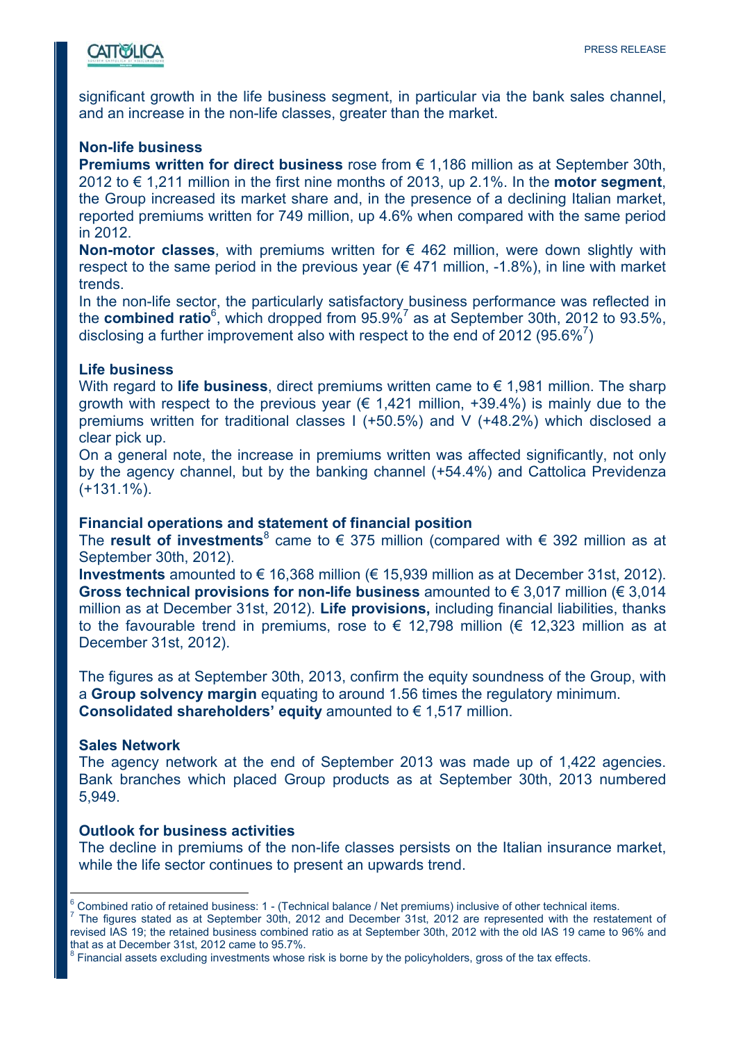significant growth in the life business segment, in particular via the bank sales channel, and an increase in the non-life classes, greater than the market.

**Non-life business**

**Premiums written for direct business** rose from € 1,186 million as at September 30th, 2012 to € 1,211 million in the first nine months of 2013, up 2.1%. In the **motor segment**, the Group increased its market share and, in the presence of a declining Italian market, reported premiums written for 749 million, up 4.6% when compared with the same period in 2012.

**Non-motor classes**, with premiums written for € 462 million, were down slightly with respect to the same period in the previous year (€ 471 million, -1.8%), in line with market trends.

In the non-life sector, the particularly satisfactory business performance was reflected in the **combined ratio**[6], which dropped from 95.9%[7] as at September 30th, 2012 to 93.5%, disclosing a further improvement also with respect to the end of 2012 (95.6%[7])

**Life business**

With regard to **life business**, direct premiums written came to € 1,981 million. The sharp growth with respect to the previous year (€ 1,421 million, +39.4%) is mainly due to the premiums written for traditional classes I (+50.5%) and V (+48.2%) which disclosed a clear pick up.

On a general note, the increase in premiums written was affected significantly, not only by the agency channel, but by the banking channel (+54.4%) and Cattolica Previdenza (+131.1%).

**Financial operations and statement of financial position**

The **result of investments**[8] came to € 375 million (compared with € 392 million as at September 30th, 2012).

**Investments** amounted to € 16,368 million (€ 15,939 million as at December 31st, 2012). **Gross technical provisions for non-life business** amounted to € 3,017 million (€ 3,014 million as at December 31st, 2012). **Life provisions,** including financial liabilities, thanks to the favourable trend in premiums, rose to € 12,798 million (€ 12,323 million as at December 31st, 2012).

The figures as at September 30th, 2013, confirm the equity soundness of the Group, with a **Group solvency margin** equating to around 1.56 times the regulatory minimum. **Consolidated shareholders' equity** amounted to € 1,517 million.

**Sales Network**

The agency network at the end of September 2013 was made up of 1,422 agencies. Bank branches which placed Group products as at September 30th, 2013 numbered 5,949.

**Outlook for business activities**

The decline in premiums of the non-life classes persists on the Italian insurance market, while the life sector continues to present an upwards trend.

---

[6] Combined ratio of retained business: 1 - (Technical balance / Net premiums) inclusive of other technical items.

[7] The figures stated as at September 30th, 2012 and December 31st, 2012 are represented with the restatement of revised IAS 19; the retained business combined ratio as at September 30th, 2012 with the old IAS 19 came to 96% and that as at December 31st, 2012 came to 95.7%.

[8] Financial assets excluding investments whose risk is borne by the policyholders, gross of the tax effects.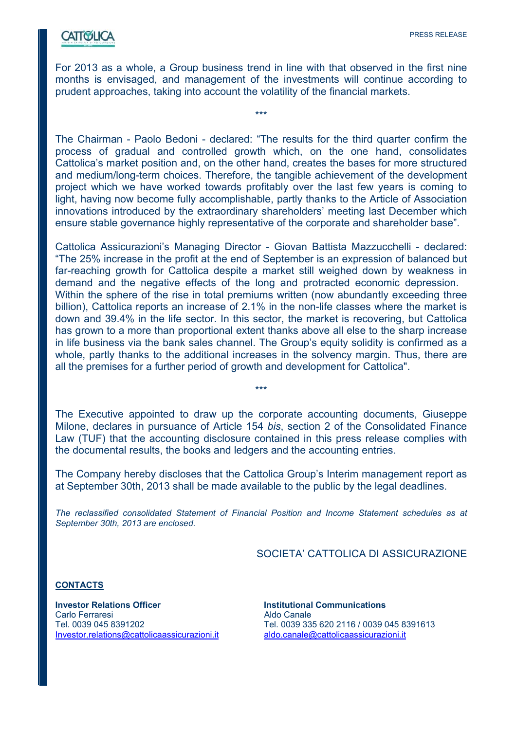For 2013 as a whole, a Group business trend in line with that observed in the first nine months is envisaged, and management of the investments will continue according to prudent approaches, taking into account the volatility of the financial markets.

***

The Chairman - Paolo Bedoni - declared: “The results for the third quarter confirm the process of gradual and controlled growth which, on the one hand, consolidates Cattolica’s market position and, on the other hand, creates the bases for more structured and medium/long-term choices. Therefore, the tangible achievement of the development project which we have worked towards profitably over the last few years is coming to light, having now become fully accomplishable, partly thanks to the Article of Association innovations introduced by the extraordinary shareholders’ meeting last December which ensure stable governance highly representative of the corporate and shareholder base”.

Cattolica Assicurazioni’s Managing Director - Giovan Battista Mazzucchelli - declared: “The 25% increase in the profit at the end of September is an expression of balanced but far-reaching growth for Cattolica despite a market still weighed down by weakness in demand and the negative effects of the long and protracted economic depression. Within the sphere of the rise in total premiums written (now abundantly exceeding three billion), Cattolica reports an increase of 2.1% in the non-life classes where the market is down and 39.4% in the life sector. In this sector, the market is recovering, but Cattolica has grown to a more than proportional extent thanks above all else to the sharp increase in life business via the bank sales channel. The Group’s equity solidity is confirmed as a whole, partly thanks to the additional increases in the solvency margin. Thus, there are all the premises for a further period of growth and development for Cattolica".

***

The Executive appointed to draw up the corporate accounting documents, Giuseppe Milone, declares in pursuance of Article 154 *bis*, section 2 of the Consolidated Finance Law (TUF) that the accounting disclosure contained in this press release complies with the documental results, the books and ledgers and the accounting entries.

The Company hereby discloses that the Cattolica Group’s Interim management report as at September 30th, 2013 shall be made available to the public by the legal deadlines.

*The reclassified consolidated Statement of Financial Position and Income Statement schedules as at September 30th, 2013 are enclosed.*

SOCIETA’ CATTOLICA DI ASSICURAZIONE

**CONTACTS**

**Investor Relations Officer**
Carlo Ferraresi
Tel. 0039 045 8391202
Investor.relations@cattolicaassicurazioni.it

**Institutional Communications**
Aldo Canale
Tel. 0039 335 620 2116 / 0039 045 8391613
aldo.canale@cattolicaassicurazioni.it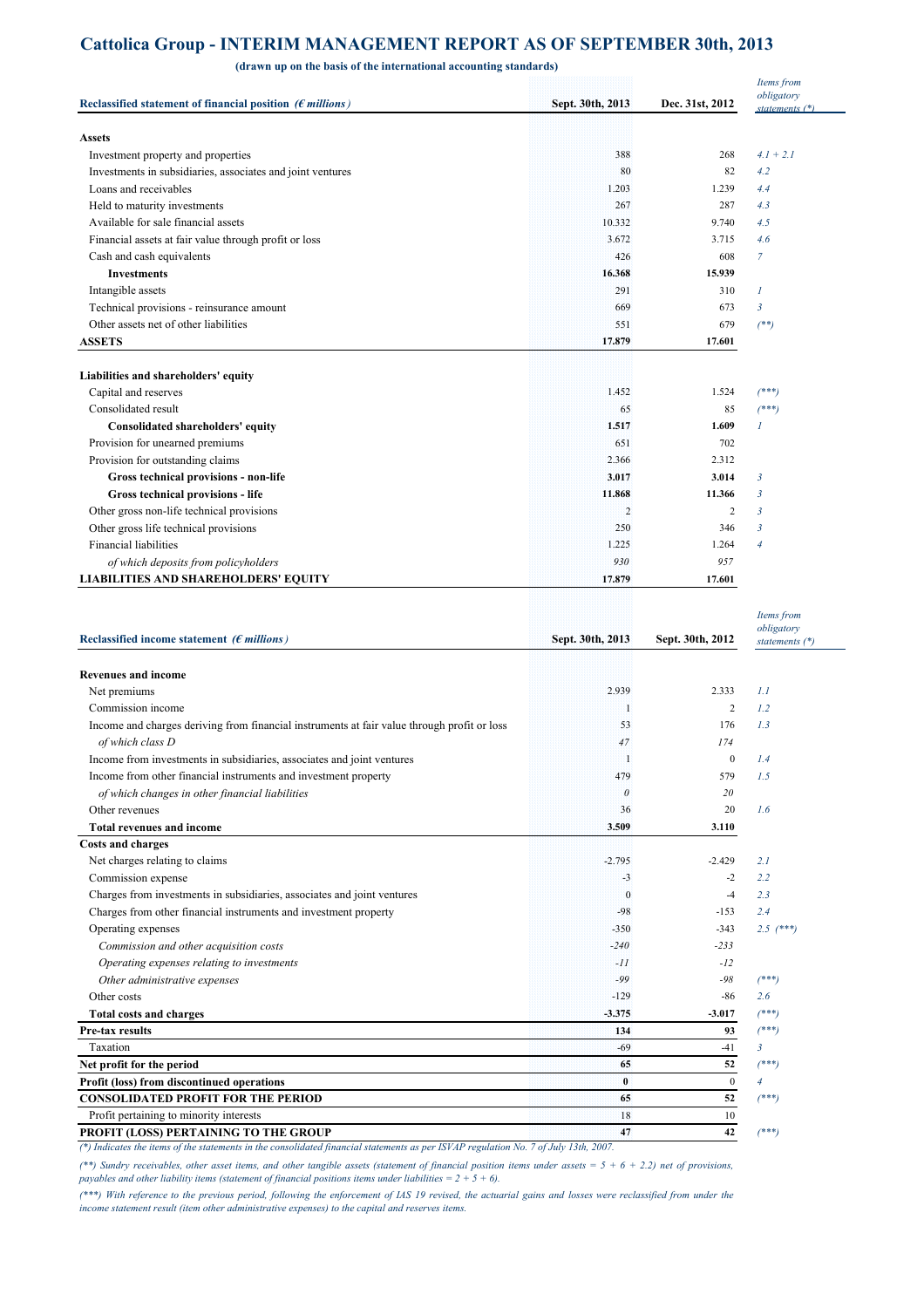# Cattolica Group - INTERIM MANAGEMENT REPORT AS OF SEPTEMBER 30th, 2013

**(drawn up on the basis of the international accounting standards)**

| **Reclassified statement of financial position** *(€ millions)* | **Sept. 30th, 2013** | **Dec. 31st, 2012** | *Items from obligatory statements (\*)* |
|---|---|---|---|
| **Assets** | | | |
| Investment property and properties | 388 | 268 | *4.1 + 2.1* |
| Investments in subsidiaries, associates and joint ventures | 80 | 82 | *4.2* |
| Loans and receivables | 1.203 | 1.239 | *4.4* |
| Held to maturity investments | 267 | 287 | *4.3* |
| Available for sale financial assets | 10.332 | 9.740 | *4.5* |
| Financial assets at fair value through profit or loss | 3.672 | 3.715 | *4.6* |
| Cash and cash equivalents | 426 | 608 | *7* |
| **Investments** | **16.368** | **15.939** | |
| Intangible assets | 291 | 310 | *1* |
| Technical provisions - reinsurance amount | 669 | 673 | *3* |
| Other assets net of other liabilities | 551 | 679 | *(\*\*)* |
| **ASSETS** | **17.879** | **17.601** | |
| | | | |
| **Liabilities and shareholders' equity** | | | |
| Capital and reserves | 1.452 | 1.524 | *(\*\*\*)* |
| Consolidated result | 65 | 85 | *(\*\*\*)* |
| **Consolidated shareholders' equity** | **1.517** | **1.609** | *1* |
| Provision for unearned premiums | 651 | 702 | |
| Provision for outstanding claims | 2.366 | 2.312 | |
| **Gross technical provisions - non-life** | **3.017** | **3.014** | *3* |
| **Gross technical provisions - life** | **11.868** | **11.366** | *3* |
| Other gross non-life technical provisions | 2 | 2 | *3* |
| Other gross life technical provisions | 250 | 346 | *3* |
| Financial liabilities | 1.225 | 1.264 | *4* |
| *of which deposits from policyholders* | *930* | *957* | |
| **LIABILITIES AND SHAREHOLDERS' EQUITY** | **17.879** | **17.601** | |

| **Reclassified income statement** *(€ millions)* | **Sept. 30th, 2013** | **Sept. 30th, 2012** | *Items from obligatory statements (\*)* |
|---|---|---|---|
| **Revenues and income** | | | |
| Net premiums | 2.939 | 2.333 | *1.1* |
| Commission income | 1 | 2 | *1.2* |
| Income and charges deriving from financial instruments at fair value through profit or loss | 53 | 176 | *1.3* |
| *of which class D* | *47* | *174* | |
| Income from investments in subsidiaries, associates and joint ventures | 1 | 0 | *1.4* |
| Income from other financial instruments and investment property | 479 | 579 | *1.5* |
| *of which changes in other financial liabilities* | *0* | *20* | |
| Other revenues | 36 | 20 | *1.6* |
| **Total revenues and income** | **3.509** | **3.110** | |
| **Costs and charges** | | | |
| Net charges relating to claims | -2.795 | -2.429 | *2.1* |
| Commission expense | -3 | -2 | *2.2* |
| Charges from investments in subsidiaries, associates and joint ventures | 0 | -4 | *2.3* |
| Charges from other financial instruments and investment property | -98 | -153 | *2.4* |
| Operating expenses | -350 | -343 | *2.5 (\*\*\*)* |
| *Commission and other acquisition costs* | *-240* | *-233* | |
| *Operating expenses relating to investments* | *-11* | *-12* | |
| *Other administrative expenses* | *-99* | *-98* | *(\*\*\*)* |
| Other costs | -129 | -86 | *2.6* |
| **Total costs and charges** | **-3.375** | **-3.017** | *(\*\*\*)* |
| **Pre-tax results** | **134** | **93** | *(\*\*\*)* |
| Taxation | -69 | -41 | *3* |
| **Net profit for the period** | **65** | **52** | *(\*\*\*)* |
| **Profit (loss) from discontinued operations** | **0** | 0 | *4* |
| **CONSOLIDATED PROFIT FOR THE PERIOD** | **65** | **52** | *(\*\*\*)* |
| Profit pertaining to minority interests | 18 | 10 | |
| **PROFIT (LOSS) PERTAINING TO THE GROUP** | **47** | **42** | *(\*\*\*)* |

*(\*) Indicates the items of the statements in the consolidated financial statements as per ISVAP regulation No. 7 of July 13th, 2007.*

*(\*\*) Sundry receivables, other asset items, and other tangible assets (statement of financial position items under assets = 5 + 6 + 2.2) net of provisions, payables and other liability items (statement of financial positions items under liabilities = 2 + 5 + 6).*

*(\*\*\*) With reference to the previous period, following the enforcement of IAS 19 revised, the actuarial gains and losses were reclassified from under the income statement result (item other administrative expenses) to the capital and reserves items.*